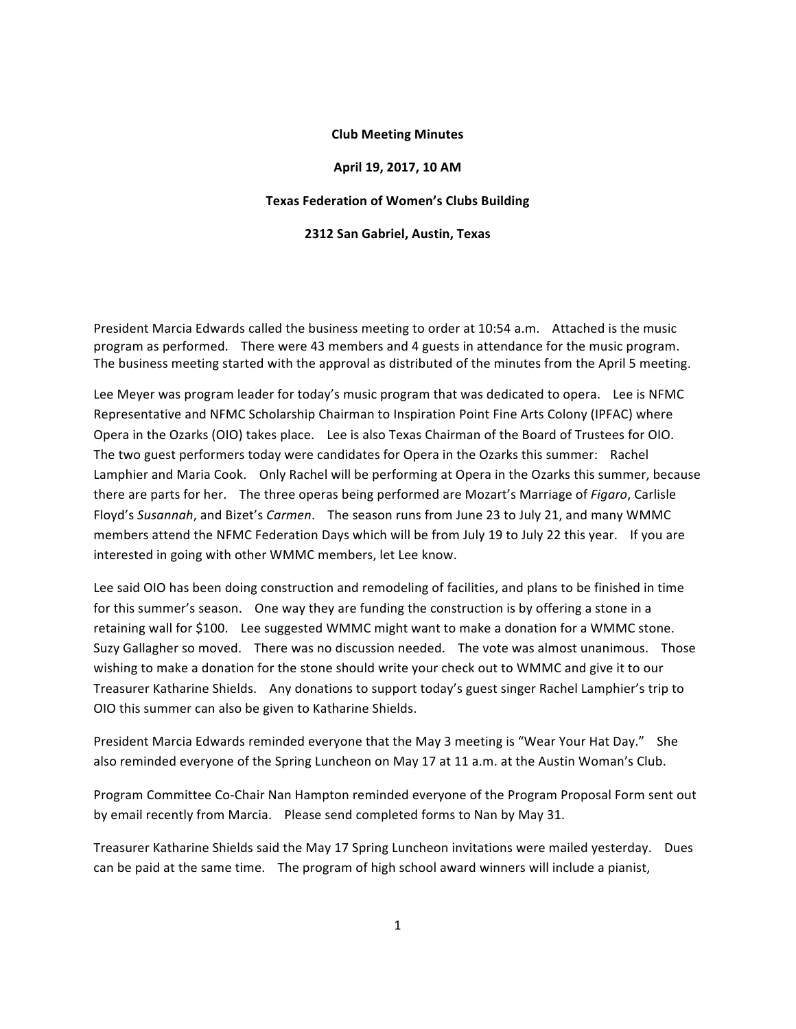**Club Meeting Minutes**

**April 19, 2017, 10 AM**

**Texas Federation of Women's Clubs Building**

**2312 San Gabriel, Austin, Texas**

President Marcia Edwards called the business meeting to order at 10:54 a.m. Attached is the music program as performed. There were 43 members and 4 guests in attendance for the music program. The business meeting started with the approval as distributed of the minutes from the April 5 meeting.

Lee Meyer was program leader for today's music program that was dedicated to opera. Lee is NFMC Representative and NFMC Scholarship Chairman to Inspiration Point Fine Arts Colony (IPFAC) where Opera in the Ozarks (OIO) takes place. Lee is also Texas Chairman of the Board of Trustees for OIO. The two guest performers today were candidates for Opera in the Ozarks this summer: Rachel Lamphier and Maria Cook. Only Rachel will be performing at Opera in the Ozarks this summer, because there are parts for her. The three operas being performed are Mozart's Marriage of *Figaro*, Carlisle Floyd's *Susannah*, and Bizet's *Carmen*. The season runs from June 23 to July 21, and many WMMC members attend the NFMC Federation Days which will be from July 19 to July 22 this year. If you are interested in going with other WMMC members, let Lee know.

Lee said OIO has been doing construction and remodeling of facilities, and plans to be finished in time for this summer's season. One way they are funding the construction is by offering a stone in a retaining wall for $100. Lee suggested WMMC might want to make a donation for a WMMC stone. Suzy Gallagher so moved. There was no discussion needed. The vote was almost unanimous. Those wishing to make a donation for the stone should write your check out to WMMC and give it to our Treasurer Katharine Shields. Any donations to support today's guest singer Rachel Lamphier's trip to OIO this summer can also be given to Katharine Shields.

President Marcia Edwards reminded everyone that the May 3 meeting is "Wear Your Hat Day." She also reminded everyone of the Spring Luncheon on May 17 at 11 a.m. at the Austin Woman's Club.

Program Committee Co-Chair Nan Hampton reminded everyone of the Program Proposal Form sent out by email recently from Marcia. Please send completed forms to Nan by May 31.

Treasurer Katharine Shields said the May 17 Spring Luncheon invitations were mailed yesterday. Dues can be paid at the same time. The program of high school award winners will include a pianist,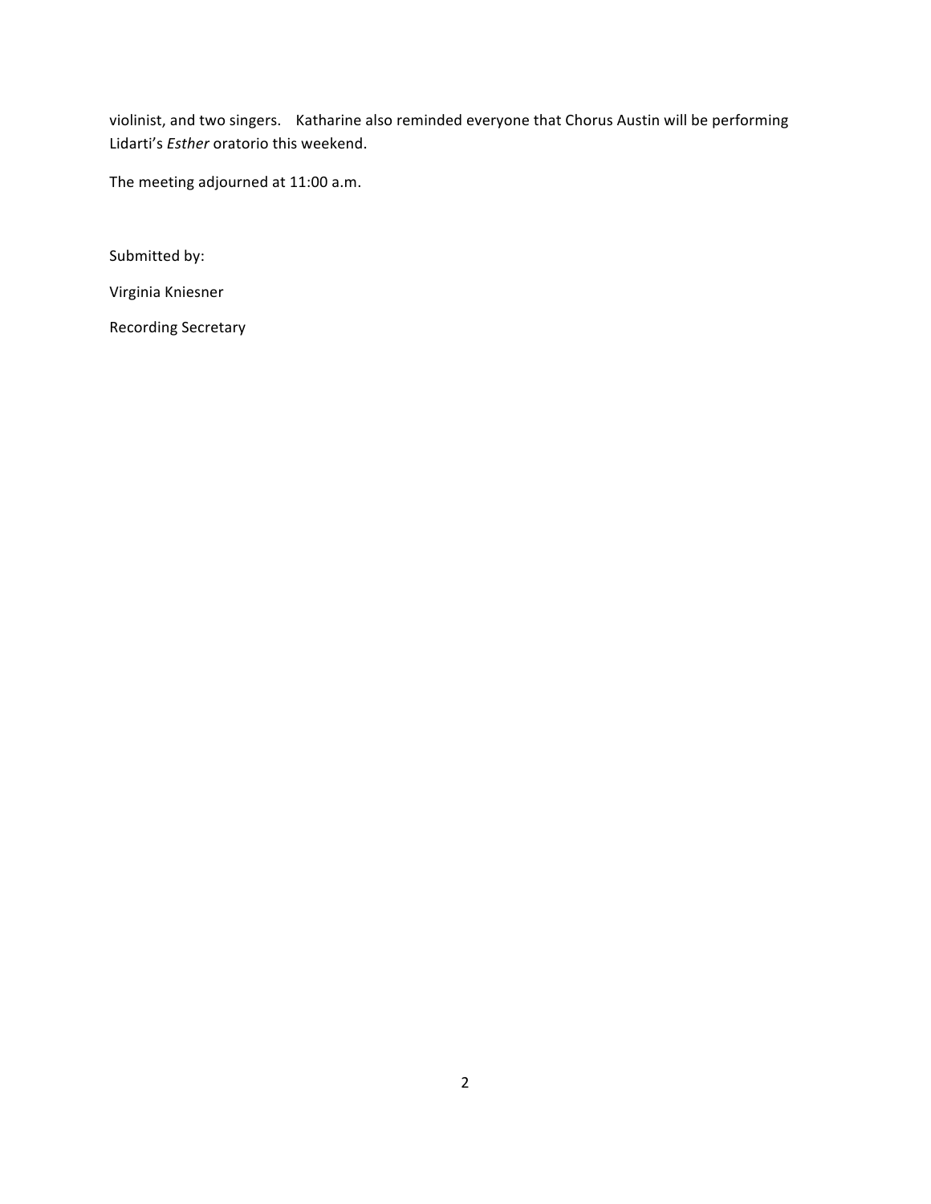violinist, and two singers. Katharine also reminded everyone that Chorus Austin will be performing Lidarti's *Esther* oratorio this weekend.

The meeting adjourned at 11:00 a.m.

Submitted by:

Virginia Kniesner

Recording Secretary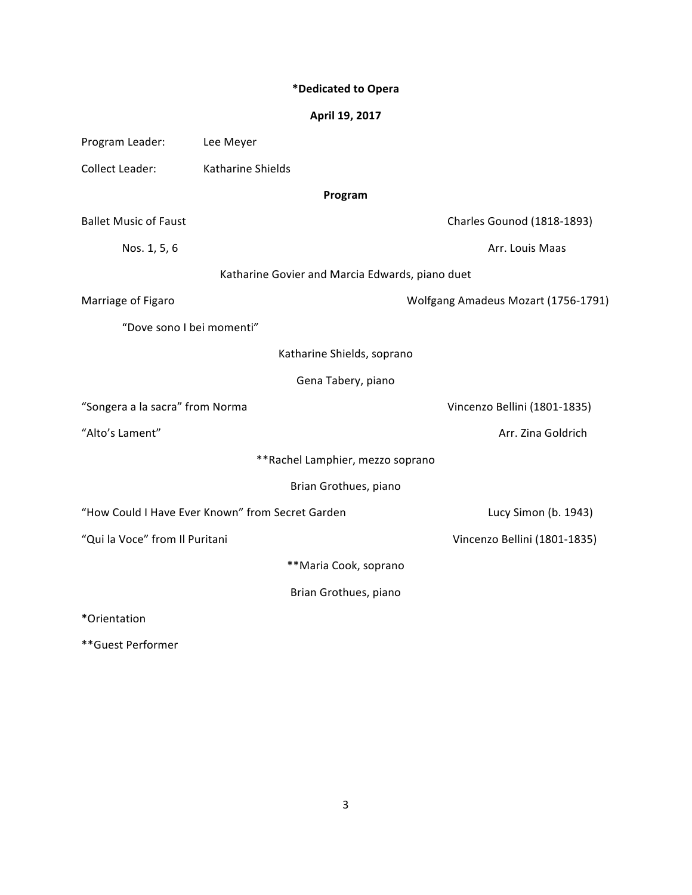**\*Dedicated to Opera**

**April 19, 2017**

Program Leader: Lee Meyer

Collect Leader: Katharine Shields

**Program**

Ballet Music of Faust — Charles Gounod (1818-1893)

Nos. 1, 5, 6 — Arr. Louis Maas

Katharine Govier and Marcia Edwards, piano duet

Marriage of Figaro — Wolfgang Amadeus Mozart (1756-1791)

"Dove sono I bei momenti"

Katharine Shields, soprano

Gena Tabery, piano

"Songera a la sacra" from Norma — Vincenzo Bellini (1801-1835)

"Alto's Lament" — Arr. Zina Goldrich

**Rachel Lamphier, mezzo soprano

Brian Grothues, piano

"How Could I Have Ever Known" from Secret Garden — Lucy Simon (b. 1943)

"Qui la Voce" from Il Puritani — Vincenzo Bellini (1801-1835)

**Maria Cook, soprano

Brian Grothues, piano

*Orientation

**Guest Performer